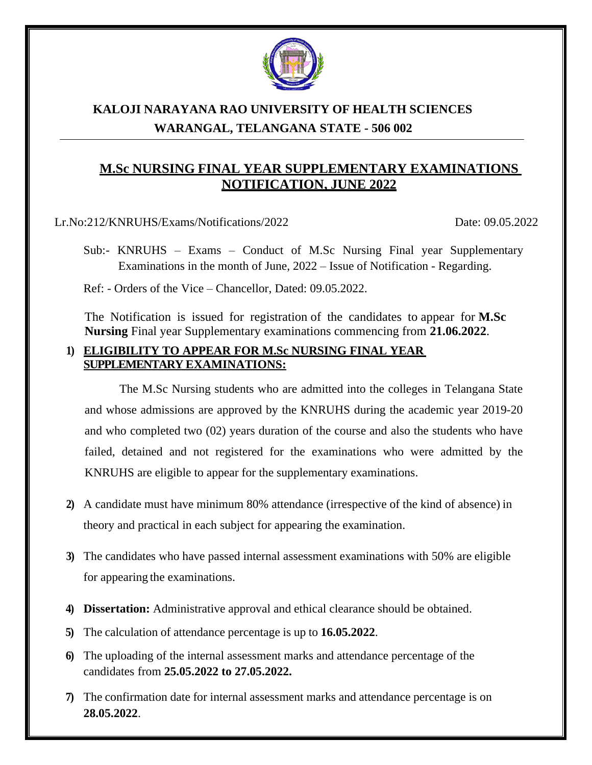# KALOJI NARAYANA RAO UNIVERSITY OF HEALTH SCIENCES
## WARANGAL, TELANGANA STATE - 506 002

## M.Sc NURSING FINAL YEAR SUPPLEMENTARY EXAMINATIONS NOTIFICATION, JUNE 2022

Lr.No:212/KNRUHS/Exams/Notifications/2022 Date: 09.05.2022

Sub:- KNRUHS – Exams – Conduct of M.Sc Nursing Final year Supplementary Examinations in the month of June, 2022 – Issue of Notification - Regarding.

Ref: - Orders of the Vice – Chancellor, Dated: 09.05.2022.

The Notification is issued for registration of the candidates to appear for **M.Sc Nursing** Final year Supplementary examinations commencing from **21.06.2022**.

1) **ELIGIBILITY TO APPEAR FOR M.Sc NURSING FINAL YEAR SUPPLEMENTARY EXAMINATIONS:**

   The M.Sc Nursing students who are admitted into the colleges in Telangana State and whose admissions are approved by the KNRUHS during the academic year 2019-20 and who completed two (02) years duration of the course and also the students who have failed, detained and not registered for the examinations who were admitted by the KNRUHS are eligible to appear for the supplementary examinations.

2) A candidate must have minimum 80% attendance (irrespective of the kind of absence) in theory and practical in each subject for appearing the examination.

3) The candidates who have passed internal assessment examinations with 50% are eligible for appearing the examinations.

4) **Dissertation:** Administrative approval and ethical clearance should be obtained.

5) The calculation of attendance percentage is up to **16.05.2022**.

6) The uploading of the internal assessment marks and attendance percentage of the candidates from **25.05.2022 to 27.05.2022.**

7) The confirmation date for internal assessment marks and attendance percentage is on **28.05.2022**.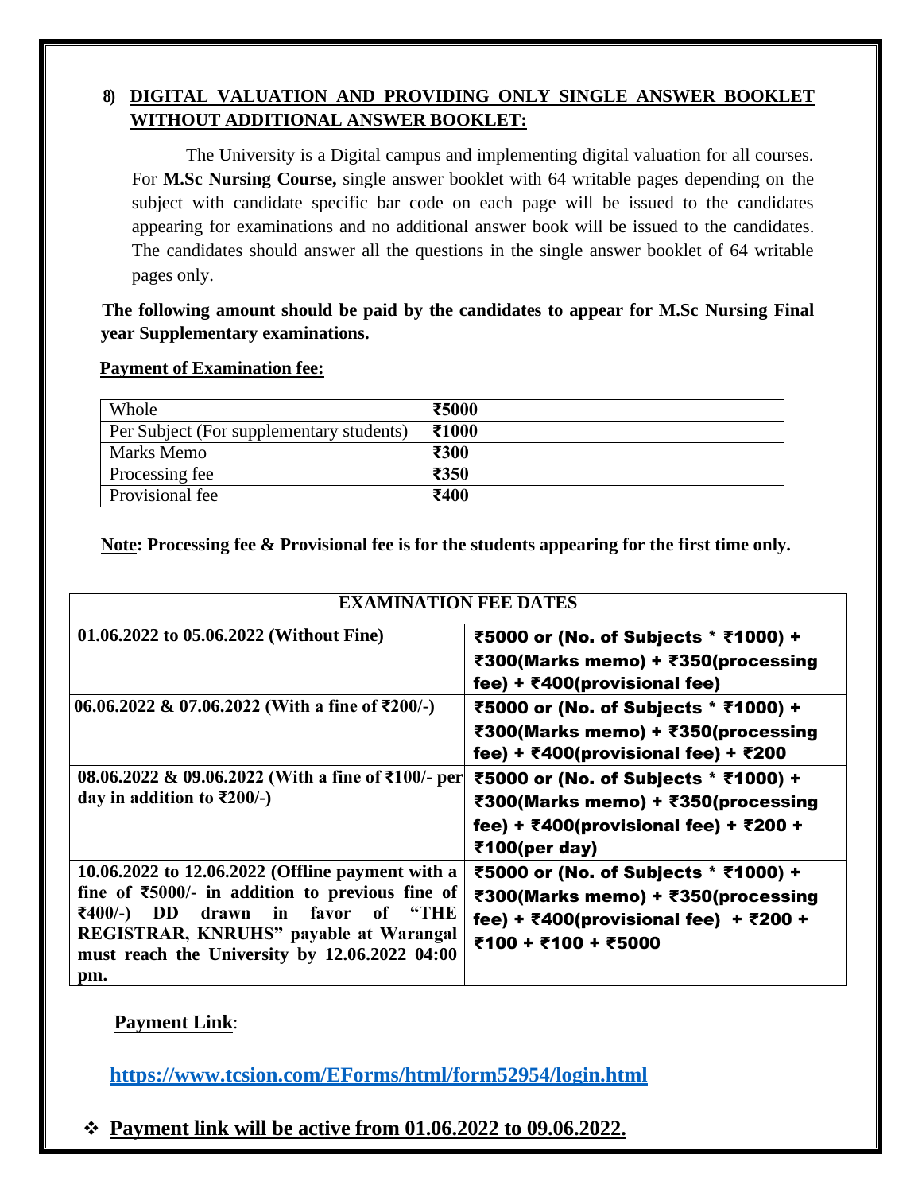## 8) DIGITAL VALUATION AND PROVIDING ONLY SINGLE ANSWER BOOKLET WITHOUT ADDITIONAL ANSWER BOOKLET:

The University is a Digital campus and implementing digital valuation for all courses. For **M.Sc Nursing Course,** single answer booklet with 64 writable pages depending on the subject with candidate specific bar code on each page will be issued to the candidates appearing for examinations and no additional answer book will be issued to the candidates. The candidates should answer all the questions in the single answer booklet of 64 writable pages only.

**The following amount should be paid by the candidates to appear for M.Sc Nursing Final year Supplementary examinations.**

**Payment of Examination fee:**

| Whole | **₹5000** |
|---|---|
| Per Subject (For supplementary students) | **₹1000** |
| Marks Memo | **₹300** |
| Processing fee | **₹350** |
| Provisional fee | **₹400** |

**Note: Processing fee & Provisional fee is for the students appearing for the first time only.**

| EXAMINATION FEE DATES | |
|---|---|
| **01.06.2022 to 05.06.2022 (Without Fine)** | **₹5000 or (No. of Subjects * ₹1000) + ₹300(Marks memo) + ₹350(processing fee) + ₹400(provisional fee)** |
| **06.06.2022 & 07.06.2022 (With a fine of ₹200/-)** | **₹5000 or (No. of Subjects * ₹1000) + ₹300(Marks memo) + ₹350(processing fee) + ₹400(provisional fee) + ₹200** |
| **08.06.2022 & 09.06.2022 (With a fine of ₹100/- per day in addition to ₹200/-)** | **₹5000 or (No. of Subjects * ₹1000) + ₹300(Marks memo) + ₹350(processing fee) + ₹400(provisional fee) + ₹200 + ₹100(per day)** |
| **10.06.2022 to 12.06.2022 (Offline payment with a fine of ₹5000/- in addition to previous fine of ₹400/-) DD drawn in favor of "THE REGISTRAR, KNRUHS" payable at Warangal must reach the University by 12.06.2022 04:00 pm.** | **₹5000 or (No. of Subjects * ₹1000) + ₹300(Marks memo) + ₹350(processing fee) + ₹400(provisional fee) + ₹200 + ₹100 + ₹100 + ₹5000** |

**Payment Link**:

**https://www.tcsion.com/EForms/html/form52954/login.html**

- **Payment link will be active from 01.06.2022 to 09.06.2022.**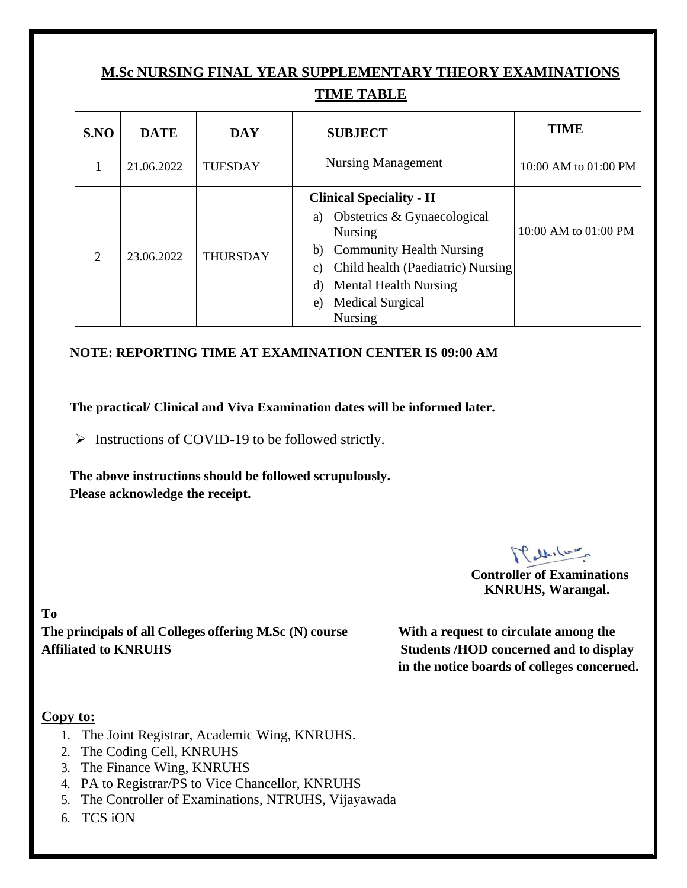# M.Sc NURSING FINAL YEAR SUPPLEMENTARY THEORY EXAMINATIONS

## TIME TABLE

| S.NO | DATE | DAY | SUBJECT | TIME |
|---|---|---|---|---|
| 1 | 21.06.2022 | TUESDAY | Nursing Management | 10:00 AM to 01:00 PM |
| 2 | 23.06.2022 | THURSDAY | **Clinical Speciality - II**<br>a) Obstetrics & Gynaecological Nursing<br>b) Community Health Nursing<br>c) Child health (Paediatric) Nursing<br>d) Mental Health Nursing<br>e) Medical Surgical Nursing | 10:00 AM to 01:00 PM |

**NOTE: REPORTING TIME AT EXAMINATION CENTER IS 09:00 AM**

**The practical/ Clinical and Viva Examination dates will be informed later.**

- Instructions of COVID-19 to be followed strictly.

**The above instructions should be followed scrupulously.**
**Please acknowledge the receipt.**

**Controller of Examinations**
**KNRUHS, Warangal.**

**To**
**The principals of all Colleges offering M.Sc (N) course Affiliated to KNRUHS**

**With a request to circulate among the Students /HOD concerned and to display in the notice boards of colleges concerned.**

**Copy to:**

1. The Joint Registrar, Academic Wing, KNRUHS.
2. The Coding Cell, KNRUHS
3. The Finance Wing, KNRUHS
4. PA to Registrar/PS to Vice Chancellor, KNRUHS
5. The Controller of Examinations, NTRUHS, Vijayawada
6. TCS iON